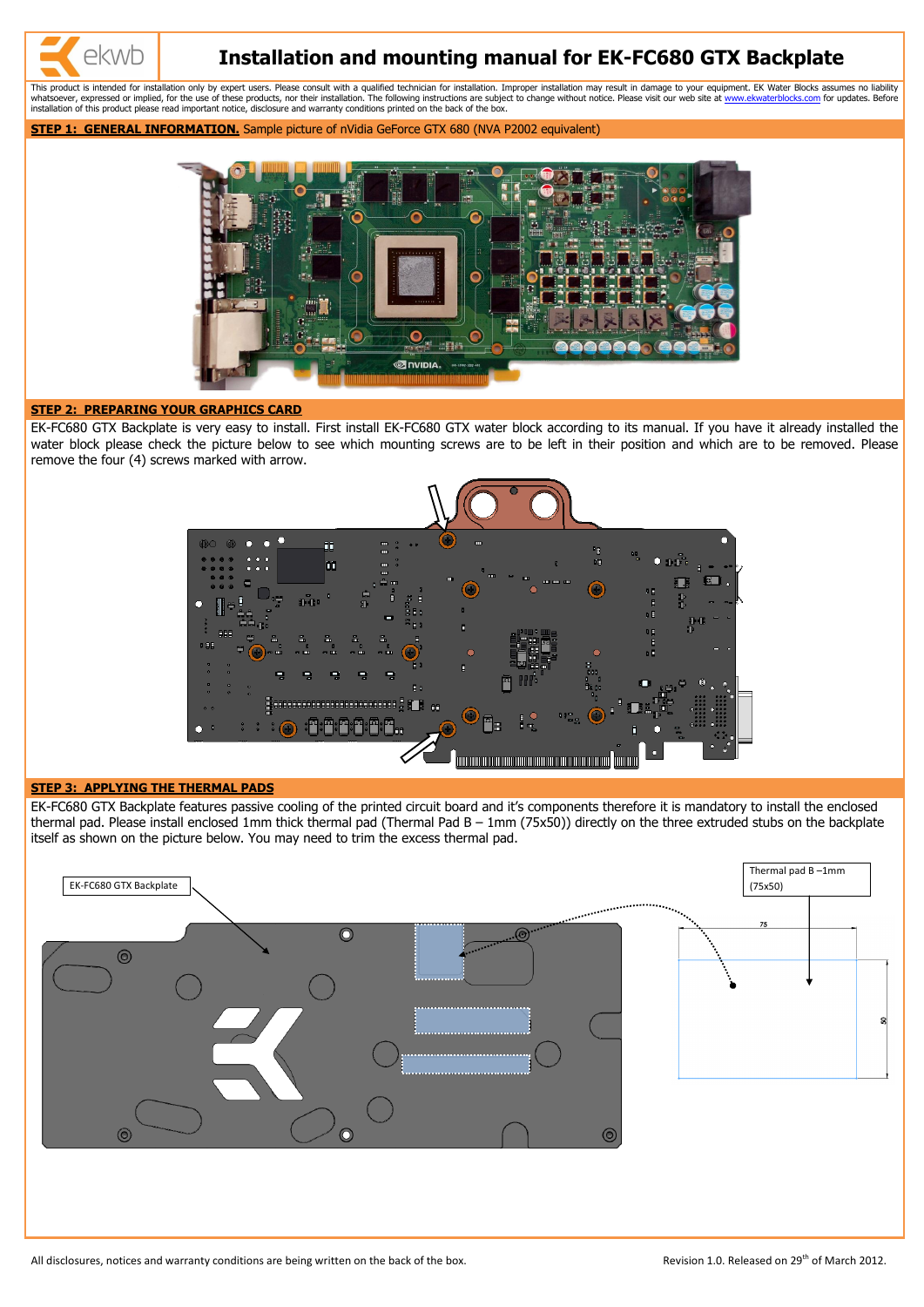# Installation and mounting manual for EK-FC680 GTX Backplate

This product is intended for installation only by expert users. Please consult with a qualified technician for installation. Improper installation may result in damage to your equipment. EK Water Blocks assumes no liability whatsoever, expressed or implied, for the use of these products, nor their installation. The following instructions are subject to change without notice. Please visit our web site at www.ekwaterblocks.com for updates. Before installation of this product please read important notice, disclosure and warranty conditions printed on the back of the box.

**STEP 1: GENERAL INFORMATION.** Sample picture of nVidia GeForce GTX 680 (NVA P2002 equivalent)

**STEP 2: PREPARING YOUR GRAPHICS CARD**

EK-FC680 GTX Backplate is very easy to install. First install EK-FC680 GTX water block according to its manual. If you have it already installed the water block please check the picture below to see which mounting screws are to be left in their position and which are to be removed. Please remove the four (4) screws marked with arrow.

**STEP 3: APPLYING THE THERMAL PADS**

EK-FC680 GTX Backplate features passive cooling of the printed circuit board and it's components therefore it is mandatory to install the enclosed thermal pad. Please install enclosed 1mm thick thermal pad (Thermal Pad B – 1mm (75x50)) directly on the three extruded stubs on the backplate itself as shown on the picture below. You may need to trim the excess thermal pad.

EK-FC680 GTX Backplate

Thermal pad B –1mm (75x50)

75

50

All disclosures, notices and warranty conditions are being written on the back of the box.

Revision 1.0. Released on 29th of March 2012.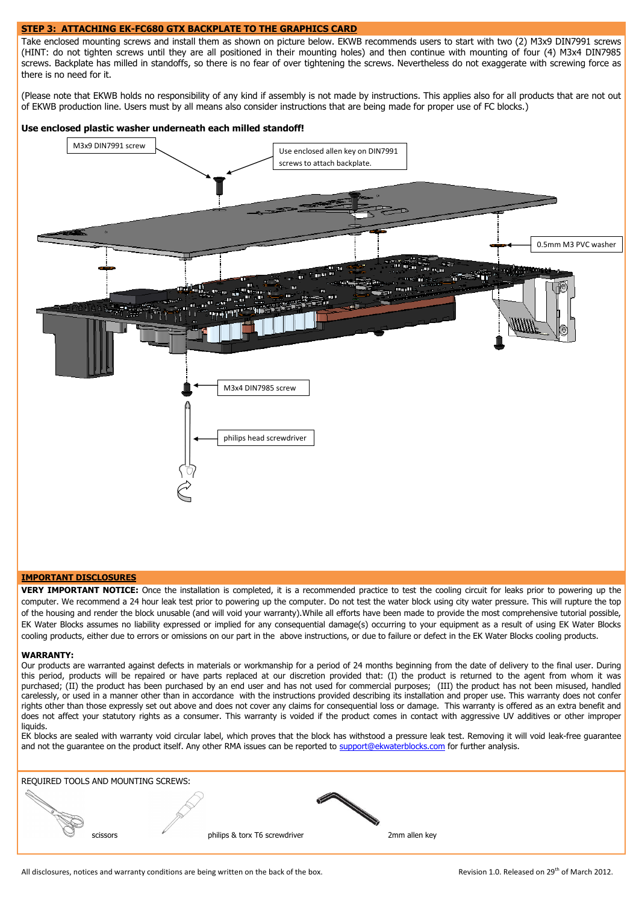## STEP 3: ATTACHING EK-FC680 GTX BACKPLATE TO THE GRAPHICS CARD

Take enclosed mounting screws and install them as shown on picture below. EKWB recommends users to start with two (2) M3x9 DIN7991 screws (HINT: do not tighten screws until they are all positioned in their mounting holes) and then continue with mounting of four (4) M3x4 DIN7985 screws. Backplate has milled in standoffs, so there is no fear of over tightening the screws. Nevertheless do not exaggerate with screwing force as there is no need for it.

(Please note that EKWB holds no responsibility of any kind if assembly is not made by instructions. This applies also for all products that are not out of EKWB production line. Users must by all means also consider instructions that are being made for proper use of FC blocks.)

**Use enclosed plastic washer underneath each milled standoff!**

M3x9 DIN7991 screw

Use enclosed allen key on DIN7991 screws to attach backplate.

0.5mm M3 PVC washer

M3x4 DIN7985 screw

philips head screwdriver

## IMPORTANT DISCLOSURES

**VERY IMPORTANT NOTICE:** Once the installation is completed, it is a recommended practice to test the cooling circuit for leaks prior to powering up the computer. We recommend a 24 hour leak test prior to powering up the computer. Do not test the water block using city water pressure. This will rupture the top of the housing and render the block unusable (and will void your warranty).While all efforts have been made to provide the most comprehensive tutorial possible, EK Water Blocks assumes no liability expressed or implied for any consequential damage(s) occurring to your equipment as a result of using EK Water Blocks cooling products, either due to errors or omissions on our part in the above instructions, or due to failure or defect in the EK Water Blocks cooling products.

**WARRANTY:**

Our products are warranted against defects in materials or workmanship for a period of 24 months beginning from the date of delivery to the final user. During this period, products will be repaired or have parts replaced at our discretion provided that: (I) the product is returned to the agent from whom it was purchased; (II) the product has been purchased by an end user and has not used for commercial purposes; (III) the product has not been misused, handled carelessly, or used in a manner other than in accordance with the instructions provided describing its installation and proper use. This warranty does not confer rights other than those expressly set out above and does not cover any claims for consequential loss or damage. This warranty is offered as an extra benefit and does not affect your statutory rights as a consumer. This warranty is voided if the product comes in contact with aggressive UV additives or other improper liquids.

EK blocks are sealed with warranty void circular label, which proves that the block has withstood a pressure leak test. Removing it will void leak-free guarantee and not the guarantee on the product itself. Any other RMA issues can be reported to support@ekwaterblocks.com for further analysis.

REQUIRED TOOLS AND MOUNTING SCREWS:

scissors

philips & torx T6 screwdriver

2mm allen key

All disclosures, notices and warranty conditions are being written on the back of the box.

Revision 1.0. Released on 29th of March 2012.